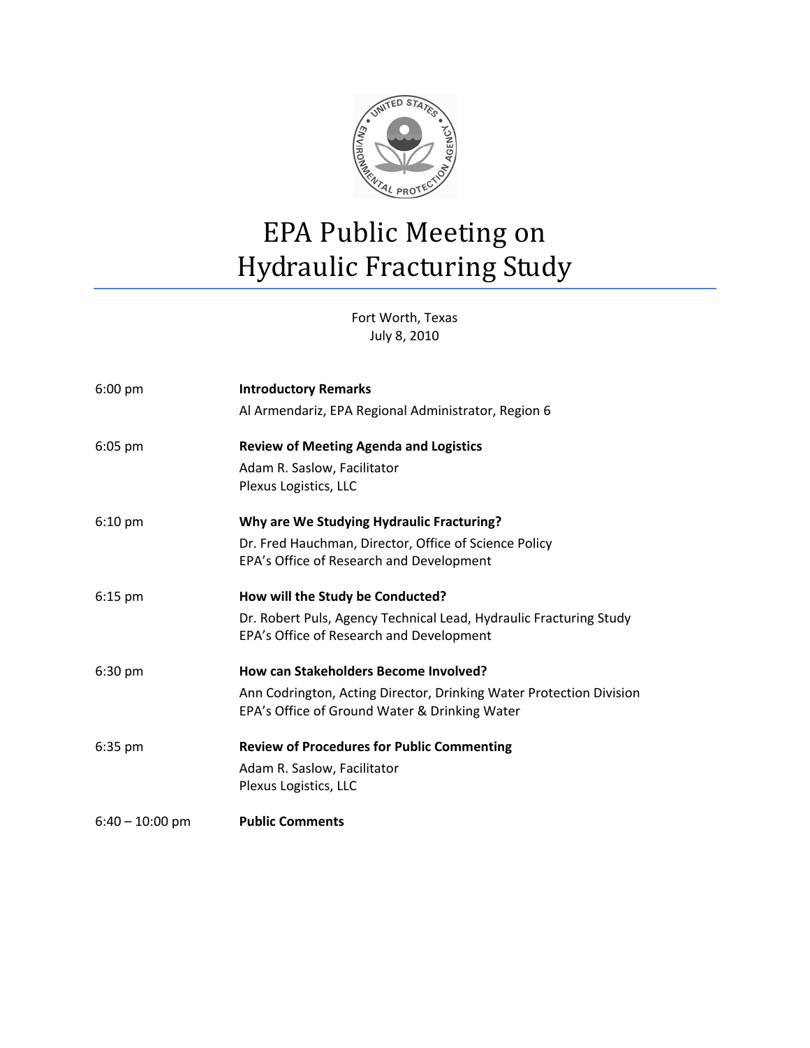# EPA Public Meeting on Hydraulic Fracturing Study

Fort Worth, Texas
July 8, 2010

| | |
|---|---|
| 6:00 pm | **Introductory Remarks**<br>Al Armendariz, EPA Regional Administrator, Region 6 |
| 6:05 pm | **Review of Meeting Agenda and Logistics**<br>Adam R. Saslow, Facilitator<br>Plexus Logistics, LLC |
| 6:10 pm | **Why are We Studying Hydraulic Fracturing?**<br>Dr. Fred Hauchman, Director, Office of Science Policy<br>EPA's Office of Research and Development |
| 6:15 pm | **How will the Study be Conducted?**<br>Dr. Robert Puls, Agency Technical Lead, Hydraulic Fracturing Study<br>EPA's Office of Research and Development |
| 6:30 pm | **How can Stakeholders Become Involved?**<br>Ann Codrington, Acting Director, Drinking Water Protection Division<br>EPA's Office of Ground Water & Drinking Water |
| 6:35 pm | **Review of Procedures for Public Commenting**<br>Adam R. Saslow, Facilitator<br>Plexus Logistics, LLC |
| 6:40 – 10:00 pm | **Public Comments** |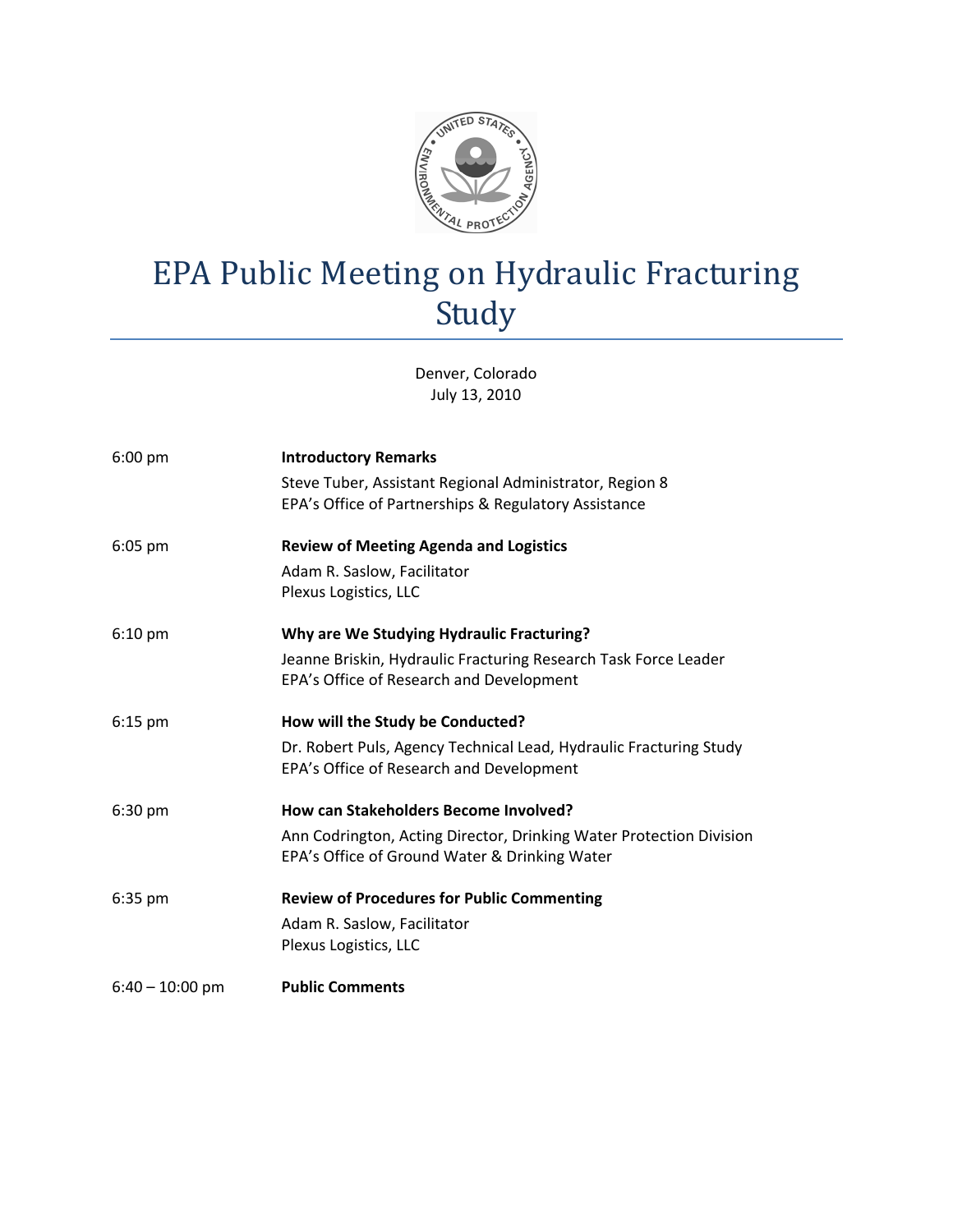# EPA Public Meeting on Hydraulic Fracturing Study

Denver, Colorado
July 13, 2010

| | |
|---|---|
| 6:00 pm | **Introductory Remarks**<br>Steve Tuber, Assistant Regional Administrator, Region 8<br>EPA's Office of Partnerships & Regulatory Assistance |
| 6:05 pm | **Review of Meeting Agenda and Logistics**<br>Adam R. Saslow, Facilitator<br>Plexus Logistics, LLC |
| 6:10 pm | **Why are We Studying Hydraulic Fracturing?**<br>Jeanne Briskin, Hydraulic Fracturing Research Task Force Leader<br>EPA's Office of Research and Development |
| 6:15 pm | **How will the Study be Conducted?**<br>Dr. Robert Puls, Agency Technical Lead, Hydraulic Fracturing Study<br>EPA's Office of Research and Development |
| 6:30 pm | **How can Stakeholders Become Involved?**<br>Ann Codrington, Acting Director, Drinking Water Protection Division<br>EPA's Office of Ground Water & Drinking Water |
| 6:35 pm | **Review of Procedures for Public Commenting**<br>Adam R. Saslow, Facilitator<br>Plexus Logistics, LLC |
| 6:40 – 10:00 pm | **Public Comments** |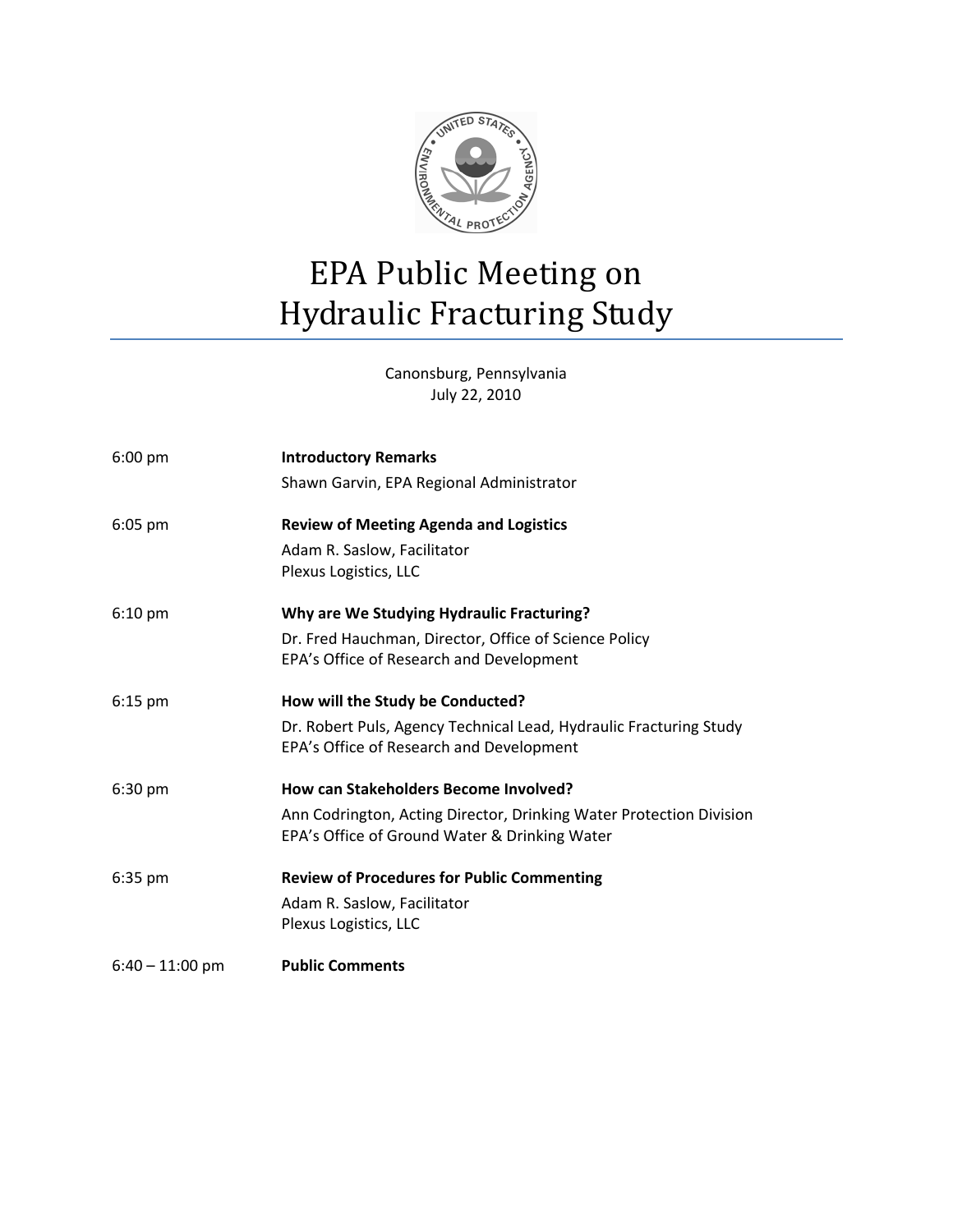# EPA Public Meeting on Hydraulic Fracturing Study

Canonsburg, Pennsylvania
July 22, 2010

| | |
|---|---|
| 6:00 pm | **Introductory Remarks**<br>Shawn Garvin, EPA Regional Administrator |
| 6:05 pm | **Review of Meeting Agenda and Logistics**<br>Adam R. Saslow, Facilitator<br>Plexus Logistics, LLC |
| 6:10 pm | **Why are We Studying Hydraulic Fracturing?**<br>Dr. Fred Hauchman, Director, Office of Science Policy<br>EPA's Office of Research and Development |
| 6:15 pm | **How will the Study be Conducted?**<br>Dr. Robert Puls, Agency Technical Lead, Hydraulic Fracturing Study<br>EPA's Office of Research and Development |
| 6:30 pm | **How can Stakeholders Become Involved?**<br>Ann Codrington, Acting Director, Drinking Water Protection Division<br>EPA's Office of Ground Water & Drinking Water |
| 6:35 pm | **Review of Procedures for Public Commenting**<br>Adam R. Saslow, Facilitator<br>Plexus Logistics, LLC |
| 6:40 – 11:00 pm | **Public Comments** |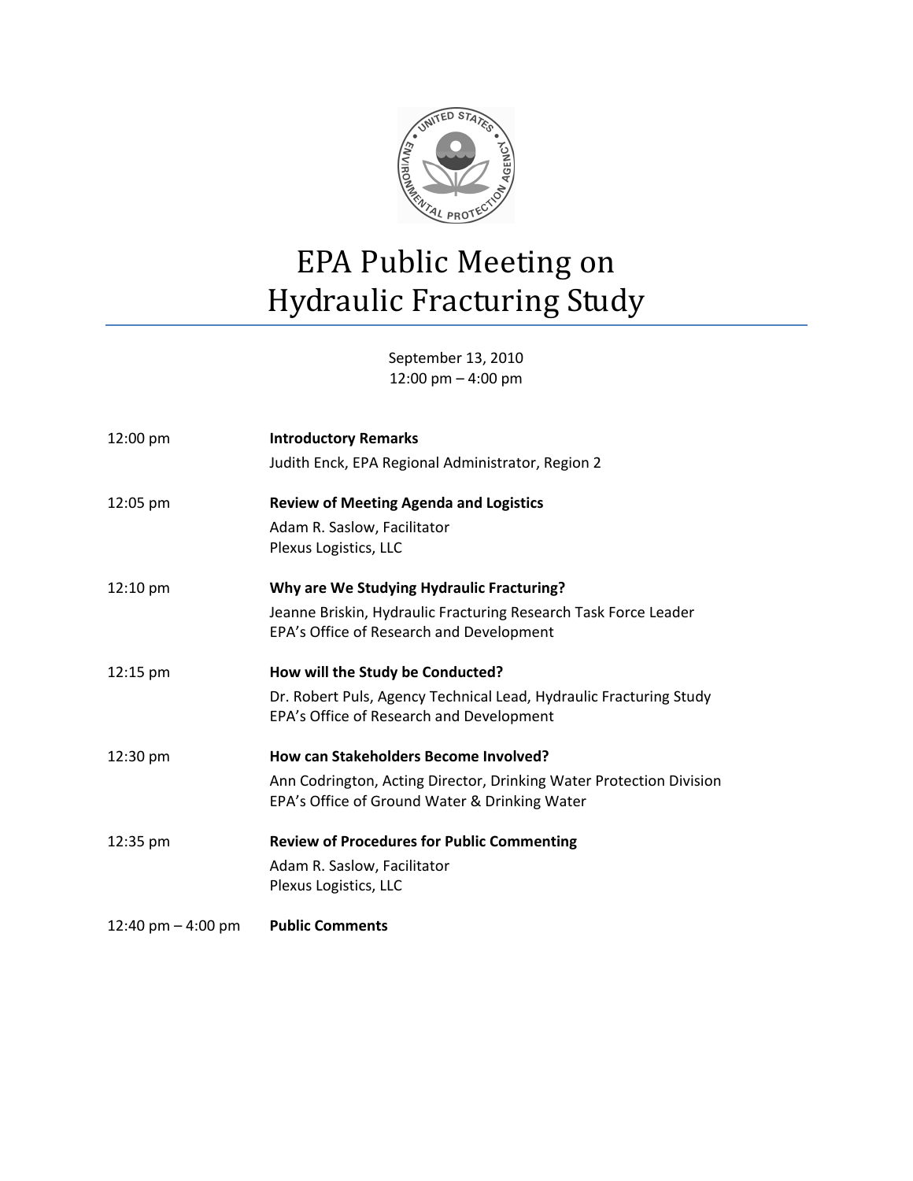# EPA Public Meeting on Hydraulic Fracturing Study

September 13, 2010
12:00 pm – 4:00 pm

| | |
|---|---|
| 12:00 pm | **Introductory Remarks**<br>Judith Enck, EPA Regional Administrator, Region 2 |
| 12:05 pm | **Review of Meeting Agenda and Logistics**<br>Adam R. Saslow, Facilitator<br>Plexus Logistics, LLC |
| 12:10 pm | **Why are We Studying Hydraulic Fracturing?**<br>Jeanne Briskin, Hydraulic Fracturing Research Task Force Leader<br>EPA's Office of Research and Development |
| 12:15 pm | **How will the Study be Conducted?**<br>Dr. Robert Puls, Agency Technical Lead, Hydraulic Fracturing Study<br>EPA's Office of Research and Development |
| 12:30 pm | **How can Stakeholders Become Involved?**<br>Ann Codrington, Acting Director, Drinking Water Protection Division<br>EPA's Office of Ground Water & Drinking Water |
| 12:35 pm | **Review of Procedures for Public Commenting**<br>Adam R. Saslow, Facilitator<br>Plexus Logistics, LLC |
| 12:40 pm – 4:00 pm | **Public Comments** |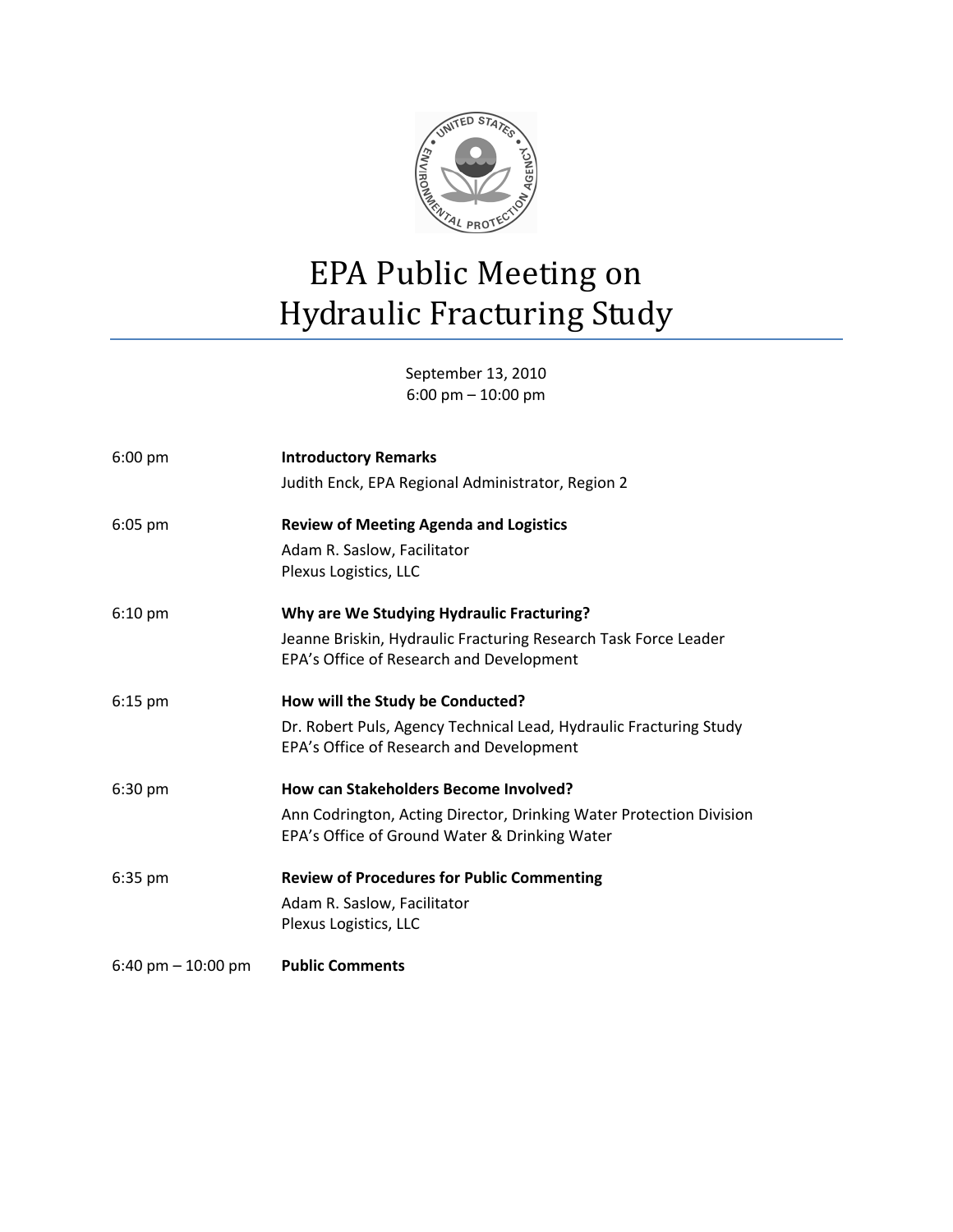# EPA Public Meeting on Hydraulic Fracturing Study

September 13, 2010
6:00 pm – 10:00 pm

| | |
|---|---|
| 6:00 pm | **Introductory Remarks**<br>Judith Enck, EPA Regional Administrator, Region 2 |
| 6:05 pm | **Review of Meeting Agenda and Logistics**<br>Adam R. Saslow, Facilitator<br>Plexus Logistics, LLC |
| 6:10 pm | **Why are We Studying Hydraulic Fracturing?**<br>Jeanne Briskin, Hydraulic Fracturing Research Task Force Leader<br>EPA's Office of Research and Development |
| 6:15 pm | **How will the Study be Conducted?**<br>Dr. Robert Puls, Agency Technical Lead, Hydraulic Fracturing Study<br>EPA's Office of Research and Development |
| 6:30 pm | **How can Stakeholders Become Involved?**<br>Ann Codrington, Acting Director, Drinking Water Protection Division<br>EPA's Office of Ground Water & Drinking Water |
| 6:35 pm | **Review of Procedures for Public Commenting**<br>Adam R. Saslow, Facilitator<br>Plexus Logistics, LLC |
| 6:40 pm – 10:00 pm | **Public Comments** |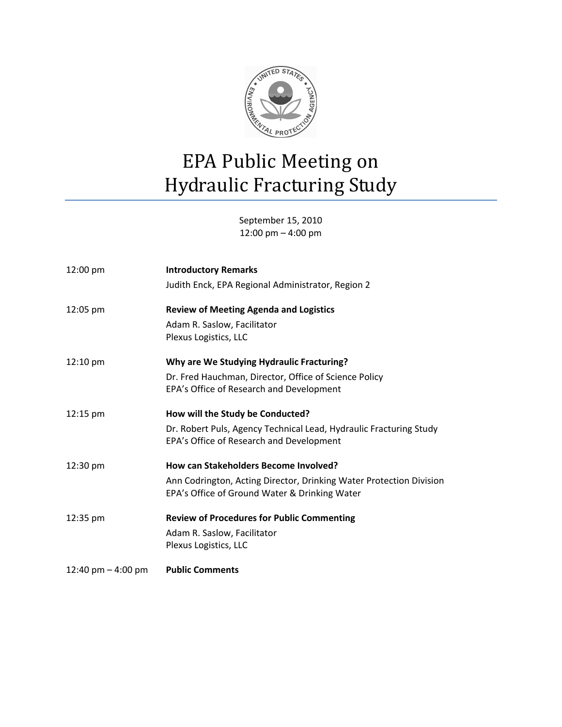# EPA Public Meeting on Hydraulic Fracturing Study

September 15, 2010
12:00 pm – 4:00 pm

| | |
|---|---|
| 12:00 pm | **Introductory Remarks**<br>Judith Enck, EPA Regional Administrator, Region 2 |
| 12:05 pm | **Review of Meeting Agenda and Logistics**<br>Adam R. Saslow, Facilitator<br>Plexus Logistics, LLC |
| 12:10 pm | **Why are We Studying Hydraulic Fracturing?**<br>Dr. Fred Hauchman, Director, Office of Science Policy<br>EPA's Office of Research and Development |
| 12:15 pm | **How will the Study be Conducted?**<br>Dr. Robert Puls, Agency Technical Lead, Hydraulic Fracturing Study<br>EPA's Office of Research and Development |
| 12:30 pm | **How can Stakeholders Become Involved?**<br>Ann Codrington, Acting Director, Drinking Water Protection Division<br>EPA's Office of Ground Water & Drinking Water |
| 12:35 pm | **Review of Procedures for Public Commenting**<br>Adam R. Saslow, Facilitator<br>Plexus Logistics, LLC |
| 12:40 pm – 4:00 pm | **Public Comments** |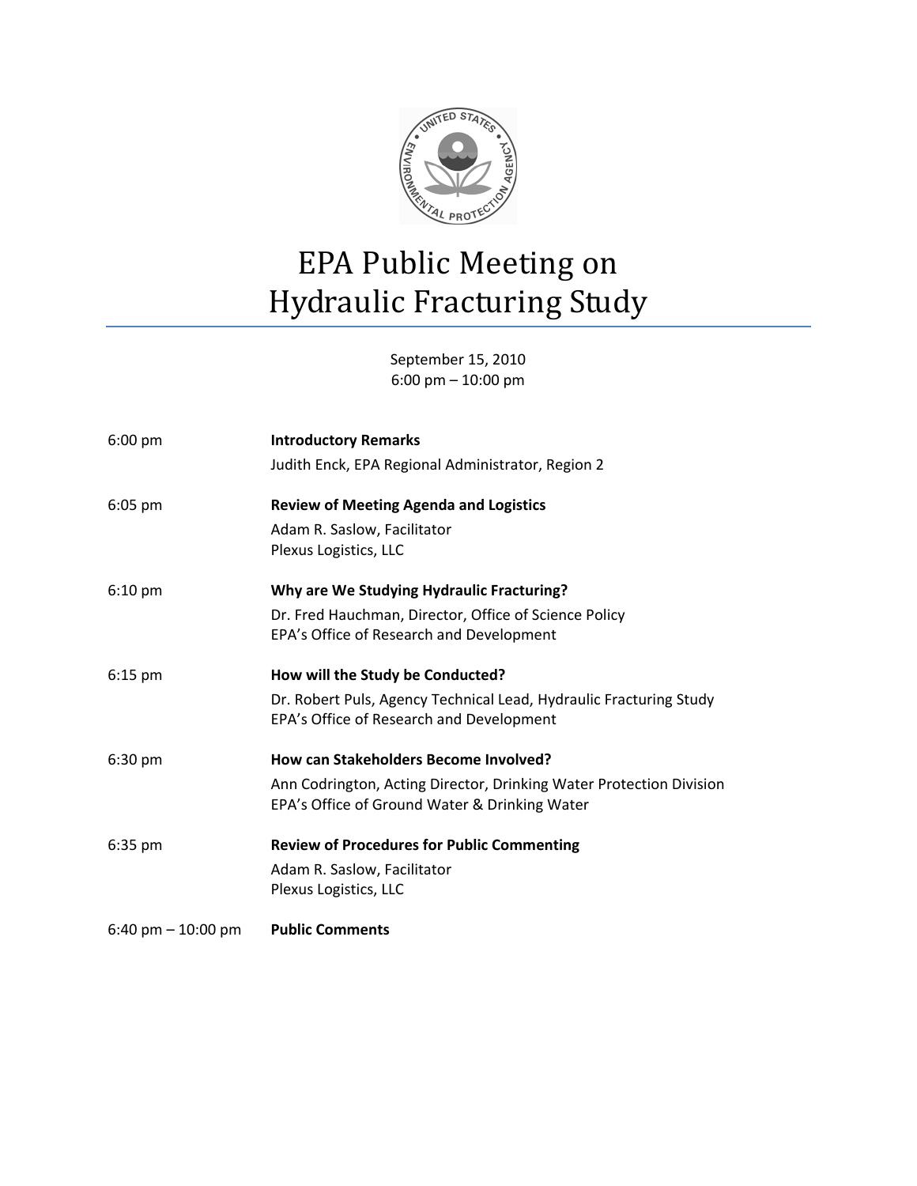# EPA Public Meeting on Hydraulic Fracturing Study

September 15, 2010
6:00 pm – 10:00 pm

| | |
|---|---|
| 6:00 pm | **Introductory Remarks**<br>Judith Enck, EPA Regional Administrator, Region 2 |
| 6:05 pm | **Review of Meeting Agenda and Logistics**<br>Adam R. Saslow, Facilitator<br>Plexus Logistics, LLC |
| 6:10 pm | **Why are We Studying Hydraulic Fracturing?**<br>Dr. Fred Hauchman, Director, Office of Science Policy<br>EPA's Office of Research and Development |
| 6:15 pm | **How will the Study be Conducted?**<br>Dr. Robert Puls, Agency Technical Lead, Hydraulic Fracturing Study<br>EPA's Office of Research and Development |
| 6:30 pm | **How can Stakeholders Become Involved?**<br>Ann Codrington, Acting Director, Drinking Water Protection Division<br>EPA's Office of Ground Water & Drinking Water |
| 6:35 pm | **Review of Procedures for Public Commenting**<br>Adam R. Saslow, Facilitator<br>Plexus Logistics, LLC |
| 6:40 pm – 10:00 pm | **Public Comments** |